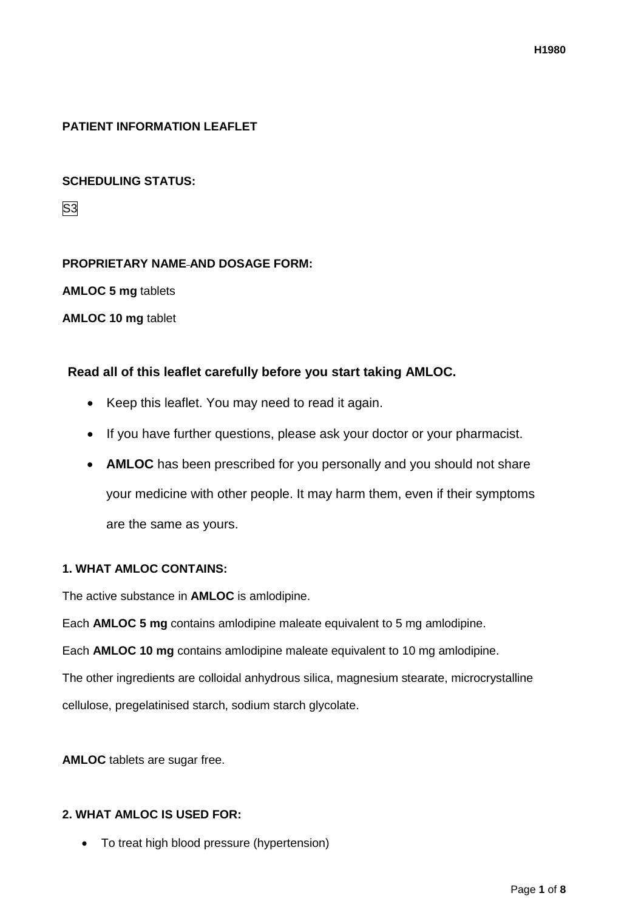PATIENT INFORMATION LEAFLET

**SCHEDULING STATUS:**

S3

**PROPRIETARY NAME AND DOSAGE FORM:**

**AMLOC 5 mg** tablets

**AMLOC 10 mg** tablet

**Read all of this leaflet carefully before you start taking AMLOC.**

- Keep this leaflet. You may need to read it again.
- If you have further questions, please ask your doctor or your pharmacist.
- **AMLOC** has been prescribed for you personally and you should not share your medicine with other people. It may harm them, even if their symptoms are the same as yours.

**1. WHAT AMLOC CONTAINS:**

The active substance in **AMLOC** is amlodipine.

Each **AMLOC 5 mg** contains amlodipine maleate equivalent to 5 mg amlodipine.

Each **AMLOC 10 mg** contains amlodipine maleate equivalent to 10 mg amlodipine.

The other ingredients are colloidal anhydrous silica, magnesium stearate, microcrystalline cellulose, pregelatinised starch, sodium starch glycolate.

**AMLOC** tablets are sugar free.

**2. WHAT AMLOC IS USED FOR:**

- To treat high blood pressure (hypertension)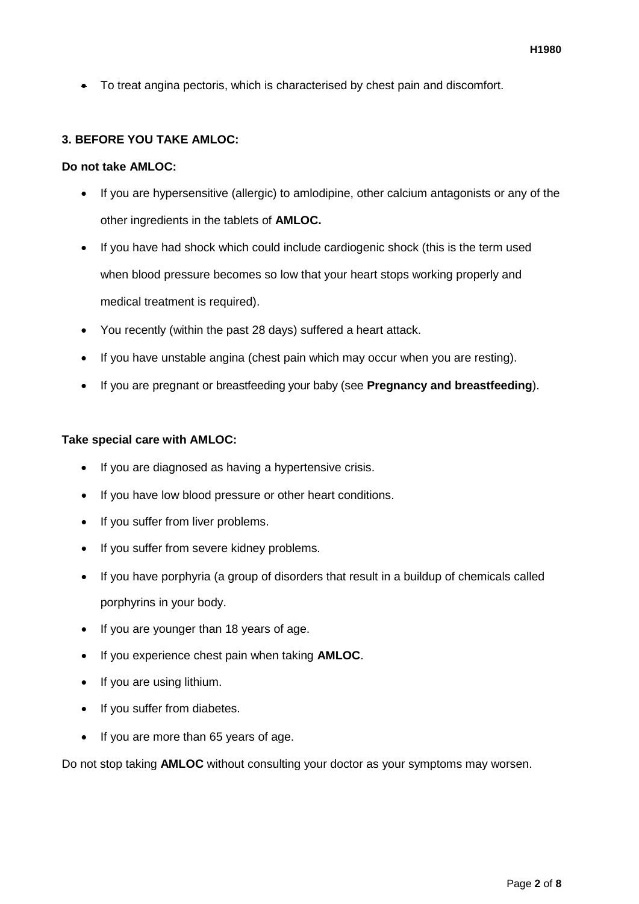- To treat angina pectoris, which is characterised by chest pain and discomfort.

### 3. BEFORE YOU TAKE AMLOC:

**Do not take AMLOC:**

- If you are hypersensitive (allergic) to amlodipine, other calcium antagonists or any of the other ingredients in the tablets of **AMLOC.**
- If you have had shock which could include cardiogenic shock (this is the term used when blood pressure becomes so low that your heart stops working properly and medical treatment is required).
- You recently (within the past 28 days) suffered a heart attack.
- If you have unstable angina (chest pain which may occur when you are resting).
- If you are pregnant or breastfeeding your baby (see **Pregnancy and breastfeeding**).

**Take special care with AMLOC:**

- If you are diagnosed as having a hypertensive crisis.
- If you have low blood pressure or other heart conditions.
- If you suffer from liver problems.
- If you suffer from severe kidney problems.
- If you have porphyria (a group of disorders that result in a buildup of chemicals called porphyrins in your body.
- If you are younger than 18 years of age.
- If you experience chest pain when taking **AMLOC**.
- If you are using lithium.
- If you suffer from diabetes.
- If you are more than 65 years of age.

Do not stop taking **AMLOC** without consulting your doctor as your symptoms may worsen.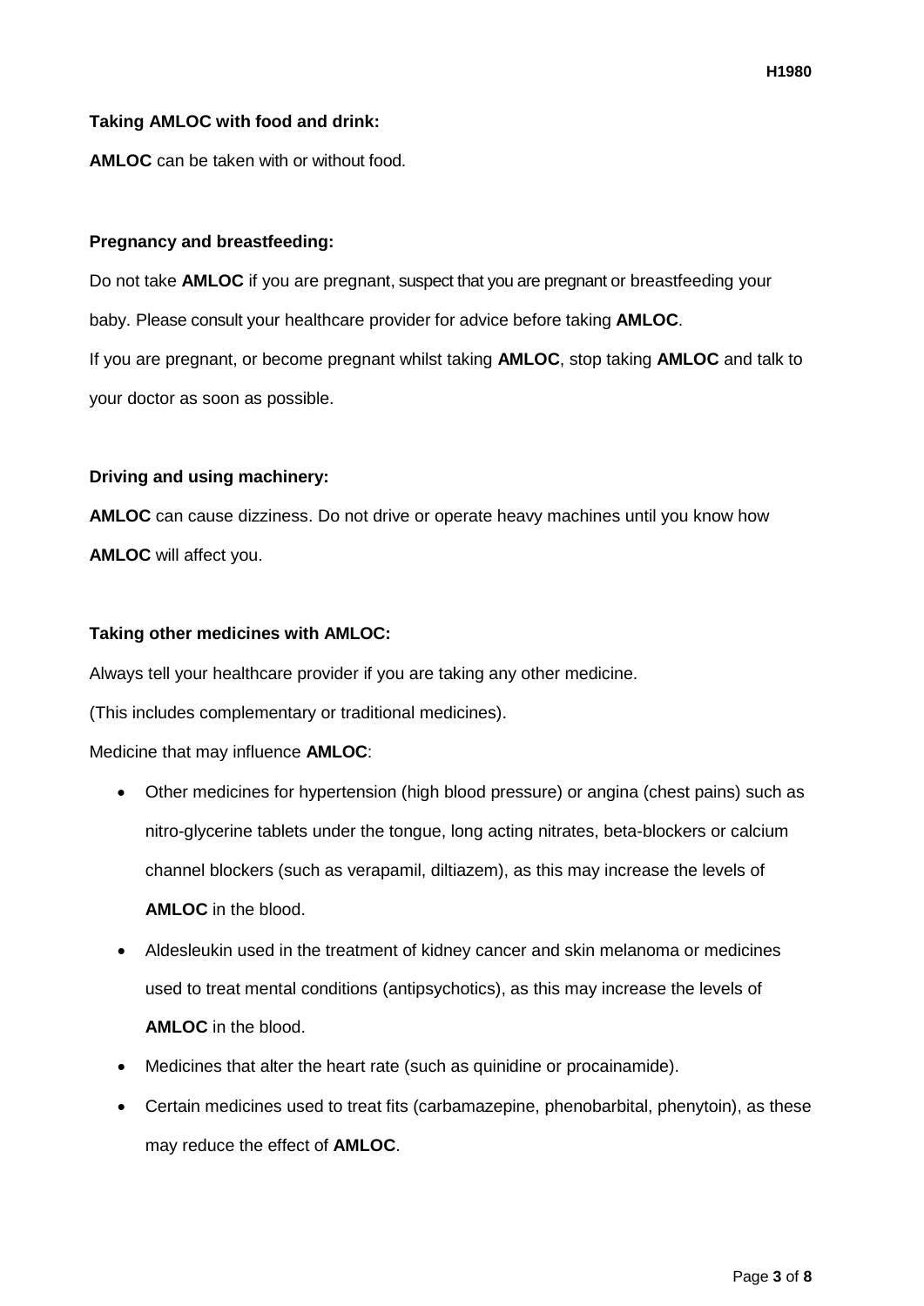**Taking AMLOC with food and drink:**

**AMLOC** can be taken with or without food.

**Pregnancy and breastfeeding:**

Do not take **AMLOC** if you are pregnant, suspect that you are pregnant or breastfeeding your baby. Please consult your healthcare provider for advice before taking **AMLOC**.

If you are pregnant, or become pregnant whilst taking **AMLOC**, stop taking **AMLOC** and talk to your doctor as soon as possible.

**Driving and using machinery:**

**AMLOC** can cause dizziness. Do not drive or operate heavy machines until you know how **AMLOC** will affect you.

**Taking other medicines with AMLOC:**

Always tell your healthcare provider if you are taking any other medicine.

(This includes complementary or traditional medicines).

Medicine that may influence **AMLOC**:

- Other medicines for hypertension (high blood pressure) or angina (chest pains) such as nitro-glycerine tablets under the tongue, long acting nitrates, beta-blockers or calcium channel blockers (such as verapamil, diltiazem), as this may increase the levels of **AMLOC** in the blood.
- Aldesleukin used in the treatment of kidney cancer and skin melanoma or medicines used to treat mental conditions (antipsychotics), as this may increase the levels of **AMLOC** in the blood.
- Medicines that alter the heart rate (such as quinidine or procainamide).
- Certain medicines used to treat fits (carbamazepine, phenobarbital, phenytoin), as these may reduce the effect of **AMLOC**.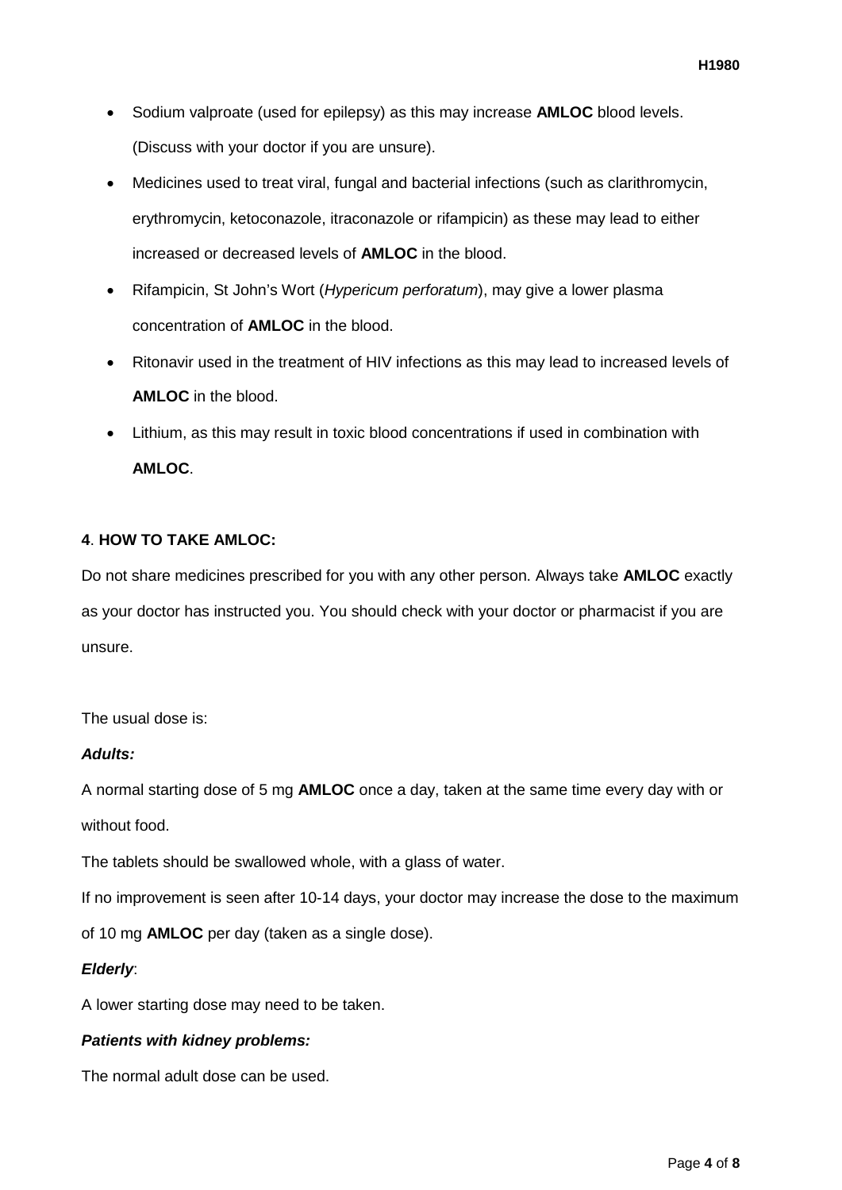- Sodium valproate (used for epilepsy) as this may increase **AMLOC** blood levels. (Discuss with your doctor if you are unsure).
- Medicines used to treat viral, fungal and bacterial infections (such as clarithromycin, erythromycin, ketoconazole, itraconazole or rifampicin) as these may lead to either increased or decreased levels of **AMLOC** in the blood.
- Rifampicin, St John's Wort (*Hypericum perforatum*), may give a lower plasma concentration of **AMLOC** in the blood.
- Ritonavir used in the treatment of HIV infections as this may lead to increased levels of **AMLOC** in the blood.
- Lithium, as this may result in toxic blood concentrations if used in combination with **AMLOC**.

**4**. **HOW TO TAKE AMLOC:**

Do not share medicines prescribed for you with any other person. Always take **AMLOC** exactly as your doctor has instructed you. You should check with your doctor or pharmacist if you are unsure.

The usual dose is:

***Adults:***

A normal starting dose of 5 mg **AMLOC** once a day, taken at the same time every day with or without food.

The tablets should be swallowed whole, with a glass of water.

If no improvement is seen after 10-14 days, your doctor may increase the dose to the maximum of 10 mg **AMLOC** per day (taken as a single dose).

***Elderly***:

A lower starting dose may need to be taken.

***Patients with kidney problems:***

The normal adult dose can be used.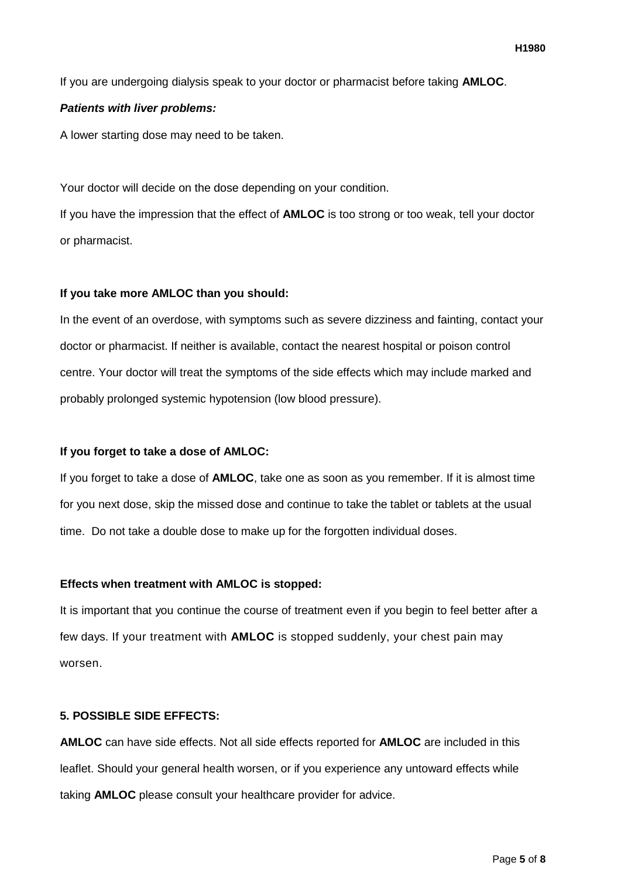If you are undergoing dialysis speak to your doctor or pharmacist before taking **AMLOC**.

***Patients with liver problems:***

A lower starting dose may need to be taken.

Your doctor will decide on the dose depending on your condition.

If you have the impression that the effect of **AMLOC** is too strong or too weak, tell your doctor or pharmacist.

**If you take more AMLOC than you should:**

In the event of an overdose, with symptoms such as severe dizziness and fainting, contact your doctor or pharmacist. If neither is available, contact the nearest hospital or poison control centre. Your doctor will treat the symptoms of the side effects which may include marked and probably prolonged systemic hypotension (low blood pressure).

**If you forget to take a dose of AMLOC:**

If you forget to take a dose of **AMLOC**, take one as soon as you remember. If it is almost time for you next dose, skip the missed dose and continue to take the tablet or tablets at the usual time. Do not take a double dose to make up for the forgotten individual doses.

**Effects when treatment with AMLOC is stopped:**

It is important that you continue the course of treatment even if you begin to feel better after a few days. If your treatment with **AMLOC** is stopped suddenly, your chest pain may worsen.

**5. POSSIBLE SIDE EFFECTS:**

**AMLOC** can have side effects. Not all side effects reported for **AMLOC** are included in this leaflet. Should your general health worsen, or if you experience any untoward effects while taking **AMLOC** please consult your healthcare provider for advice.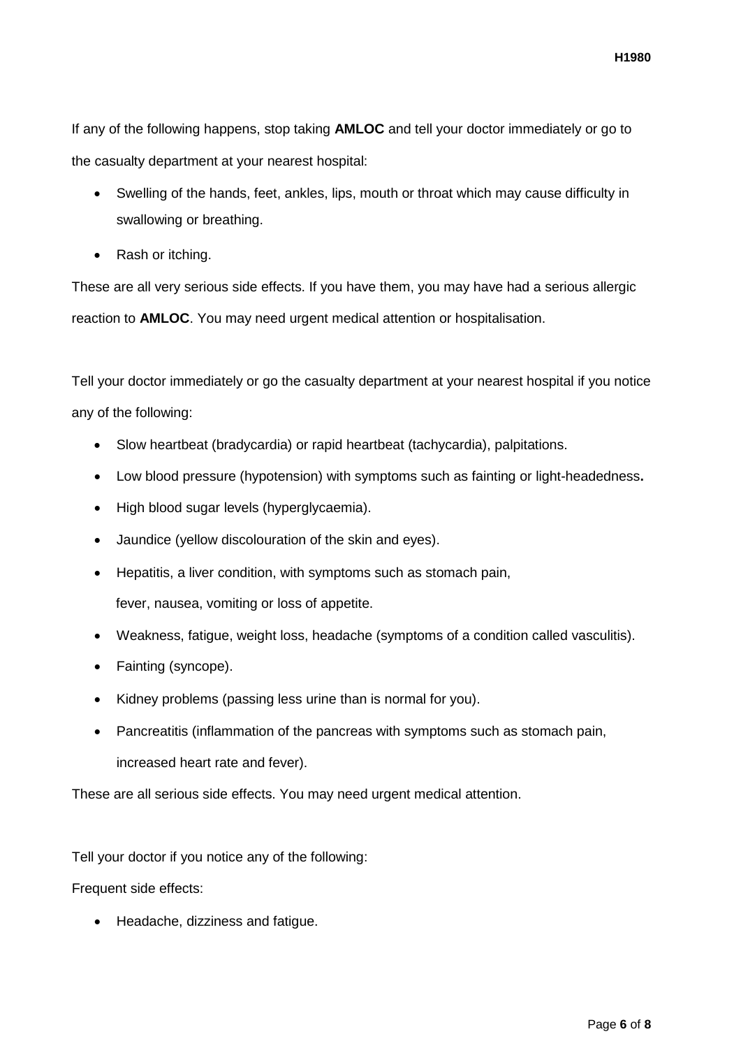If any of the following happens, stop taking **AMLOC** and tell your doctor immediately or go to the casualty department at your nearest hospital:

- Swelling of the hands, feet, ankles, lips, mouth or throat which may cause difficulty in swallowing or breathing.
- Rash or itching.

These are all very serious side effects. If you have them, you may have had a serious allergic reaction to **AMLOC**. You may need urgent medical attention or hospitalisation.

Tell your doctor immediately or go the casualty department at your nearest hospital if you notice any of the following:

- Slow heartbeat (bradycardia) or rapid heartbeat (tachycardia), palpitations.
- Low blood pressure (hypotension) with symptoms such as fainting or light-headedness**.**
- High blood sugar levels (hyperglycaemia).
- Jaundice (yellow discolouration of the skin and eyes).
- Hepatitis, a liver condition, with symptoms such as stomach pain, fever, nausea, vomiting or loss of appetite.
- Weakness, fatigue, weight loss, headache (symptoms of a condition called vasculitis).
- Fainting (syncope).
- Kidney problems (passing less urine than is normal for you).
- Pancreatitis (inflammation of the pancreas with symptoms such as stomach pain, increased heart rate and fever).

These are all serious side effects. You may need urgent medical attention.

Tell your doctor if you notice any of the following:

Frequent side effects:

- Headache, dizziness and fatigue.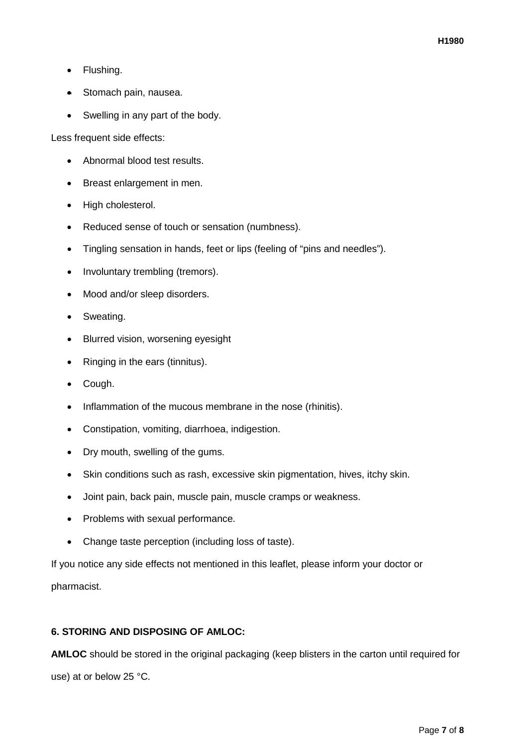- Flushing.
- Stomach pain, nausea.
- Swelling in any part of the body.

Less frequent side effects:

- Abnormal blood test results.
- Breast enlargement in men.
- High cholesterol.
- Reduced sense of touch or sensation (numbness).
- Tingling sensation in hands, feet or lips (feeling of “pins and needles”).
- Involuntary trembling (tremors).
- Mood and/or sleep disorders.
- Sweating.
- Blurred vision, worsening eyesight
- Ringing in the ears (tinnitus).
- Cough.
- Inflammation of the mucous membrane in the nose (rhinitis).
- Constipation, vomiting, diarrhoea, indigestion.
- Dry mouth, swelling of the gums.
- Skin conditions such as rash, excessive skin pigmentation, hives, itchy skin.
- Joint pain, back pain, muscle pain, muscle cramps or weakness.
- Problems with sexual performance.
- Change taste perception (including loss of taste).

If you notice any side effects not mentioned in this leaflet, please inform your doctor or pharmacist.

**6. STORING AND DISPOSING OF AMLOC:**

**AMLOC** should be stored in the original packaging (keep blisters in the carton until required for use) at or below 25 °C.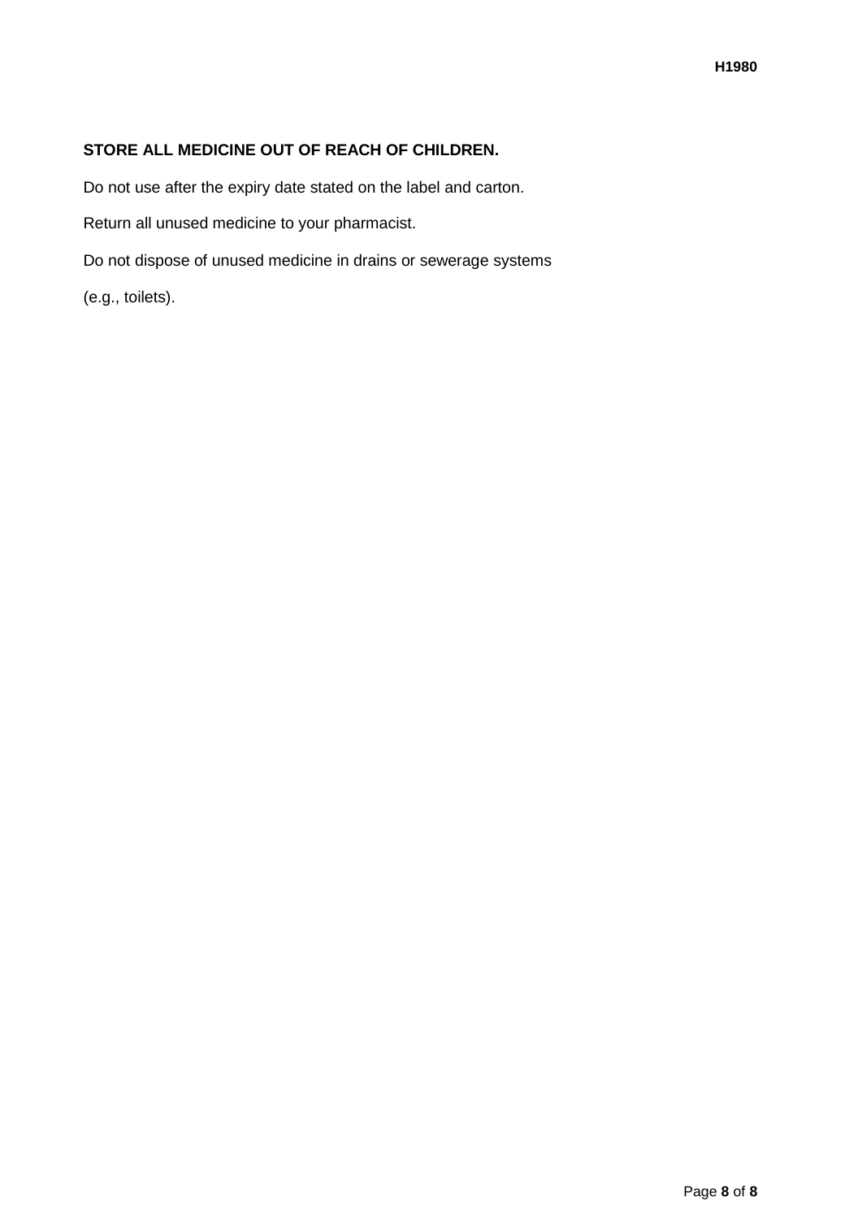**STORE ALL MEDICINE OUT OF REACH OF CHILDREN.**

Do not use after the expiry date stated on the label and carton.

Return all unused medicine to your pharmacist.

Do not dispose of unused medicine in drains or sewerage systems

(e.g., toilets).